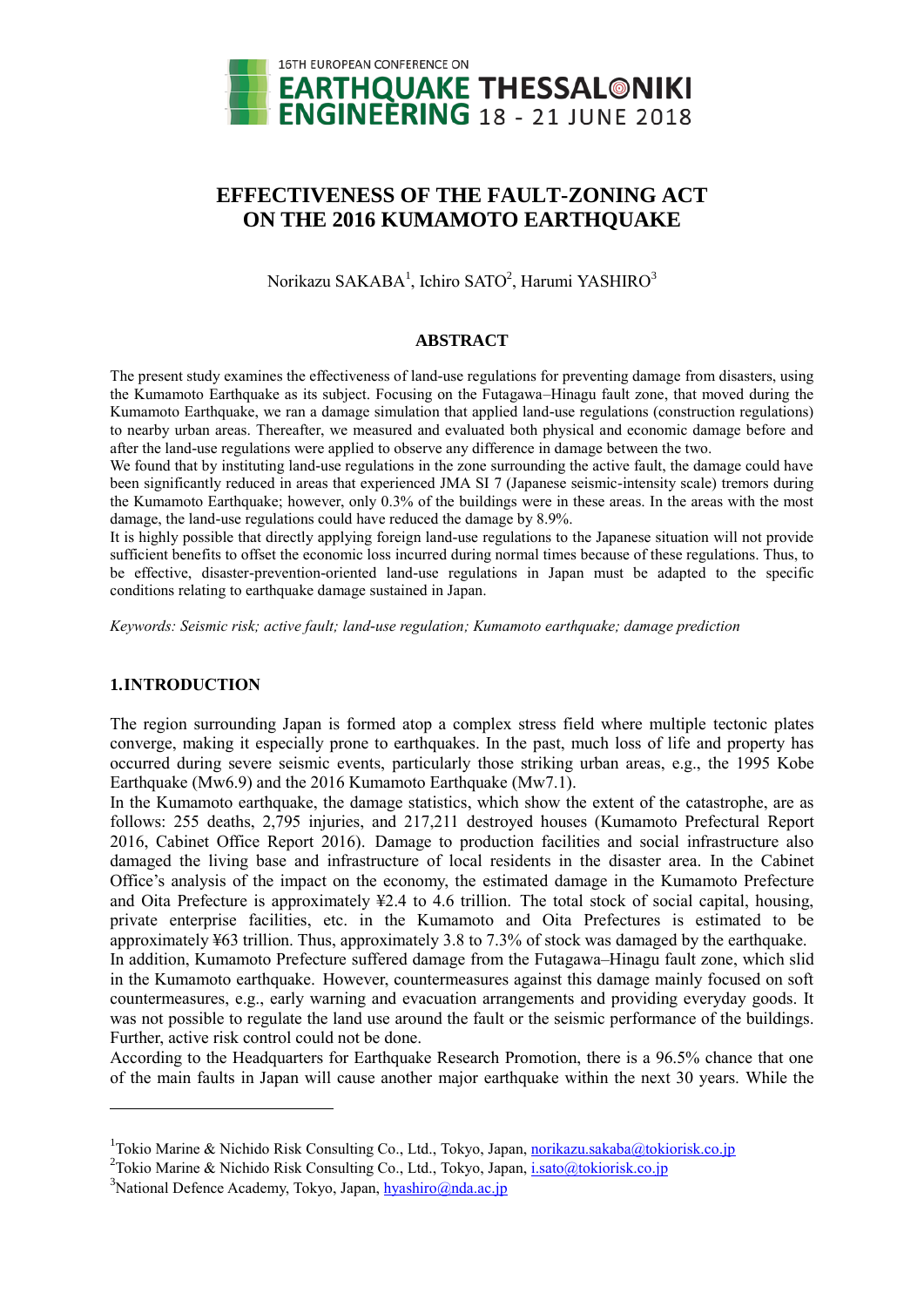# EFFECTIVENESS OF THE FAULT-ZONING ACT ON THE 2016 KUMAMOTO EARTHQUAKE

Norikazu SAKABA[1], Ichiro SATO[2], Harumi YASHIRO[3]

## ABSTRACT

The present study examines the effectiveness of land-use regulations for preventing damage from disasters, using the Kumamoto Earthquake as its subject. Focusing on the Futagawa–Hinagu fault zone, that moved during the Kumamoto Earthquake, we ran a damage simulation that applied land-use regulations (construction regulations) to nearby urban areas. Thereafter, we measured and evaluated both physical and economic damage before and after the land-use regulations were applied to observe any difference in damage between the two.

We found that by instituting land-use regulations in the zone surrounding the active fault, the damage could have been significantly reduced in areas that experienced JMA SI 7 (Japanese seismic-intensity scale) tremors during the Kumamoto Earthquake; however, only 0.3% of the buildings were in these areas. In the areas with the most damage, the land-use regulations could have reduced the damage by 8.9%.

It is highly possible that directly applying foreign land-use regulations to the Japanese situation will not provide sufficient benefits to offset the economic loss incurred during normal times because of these regulations. Thus, to be effective, disaster-prevention-oriented land-use regulations in Japan must be adapted to the specific conditions relating to earthquake damage sustained in Japan.

*Keywords: Seismic risk; active fault; land-use regulation; Kumamoto earthquake; damage prediction*

## 1.INTRODUCTION

The region surrounding Japan is formed atop a complex stress field where multiple tectonic plates converge, making it especially prone to earthquakes. In the past, much loss of life and property has occurred during severe seismic events, particularly those striking urban areas, e.g., the 1995 Kobe Earthquake (Mw6.9) and the 2016 Kumamoto Earthquake (Mw7.1).

In the Kumamoto earthquake, the damage statistics, which show the extent of the catastrophe, are as follows: 255 deaths, 2,795 injuries, and 217,211 destroyed houses (Kumamoto Prefectural Report 2016, Cabinet Office Report 2016). Damage to production facilities and social infrastructure also damaged the living base and infrastructure of local residents in the disaster area. In the Cabinet Office's analysis of the impact on the economy, the estimated damage in the Kumamoto Prefecture and Oita Prefecture is approximately ¥2.4 to 4.6 trillion. The total stock of social capital, housing, private enterprise facilities, etc. in the Kumamoto and Oita Prefectures is estimated to be approximately ¥63 trillion. Thus, approximately 3.8 to 7.3% of stock was damaged by the earthquake.

In addition, Kumamoto Prefecture suffered damage from the Futagawa–Hinagu fault zone, which slid in the Kumamoto earthquake. However, countermeasures against this damage mainly focused on soft countermeasures, e.g., early warning and evacuation arrangements and providing everyday goods. It was not possible to regulate the land use around the fault or the seismic performance of the buildings. Further, active risk control could not be done.

According to the Headquarters for Earthquake Research Promotion, there is a 96.5% chance that one of the main faults in Japan will cause another major earthquake within the next 30 years. While the

[1]Tokio Marine & Nichido Risk Consulting Co., Ltd., Tokyo, Japan, norikazu.sakaba@tokiorisk.co.jp

[2]Tokio Marine & Nichido Risk Consulting Co., Ltd., Tokyo, Japan, i.sato@tokiorisk.co.jp

[3]National Defence Academy, Tokyo, Japan, hyashiro@nda.ac.jp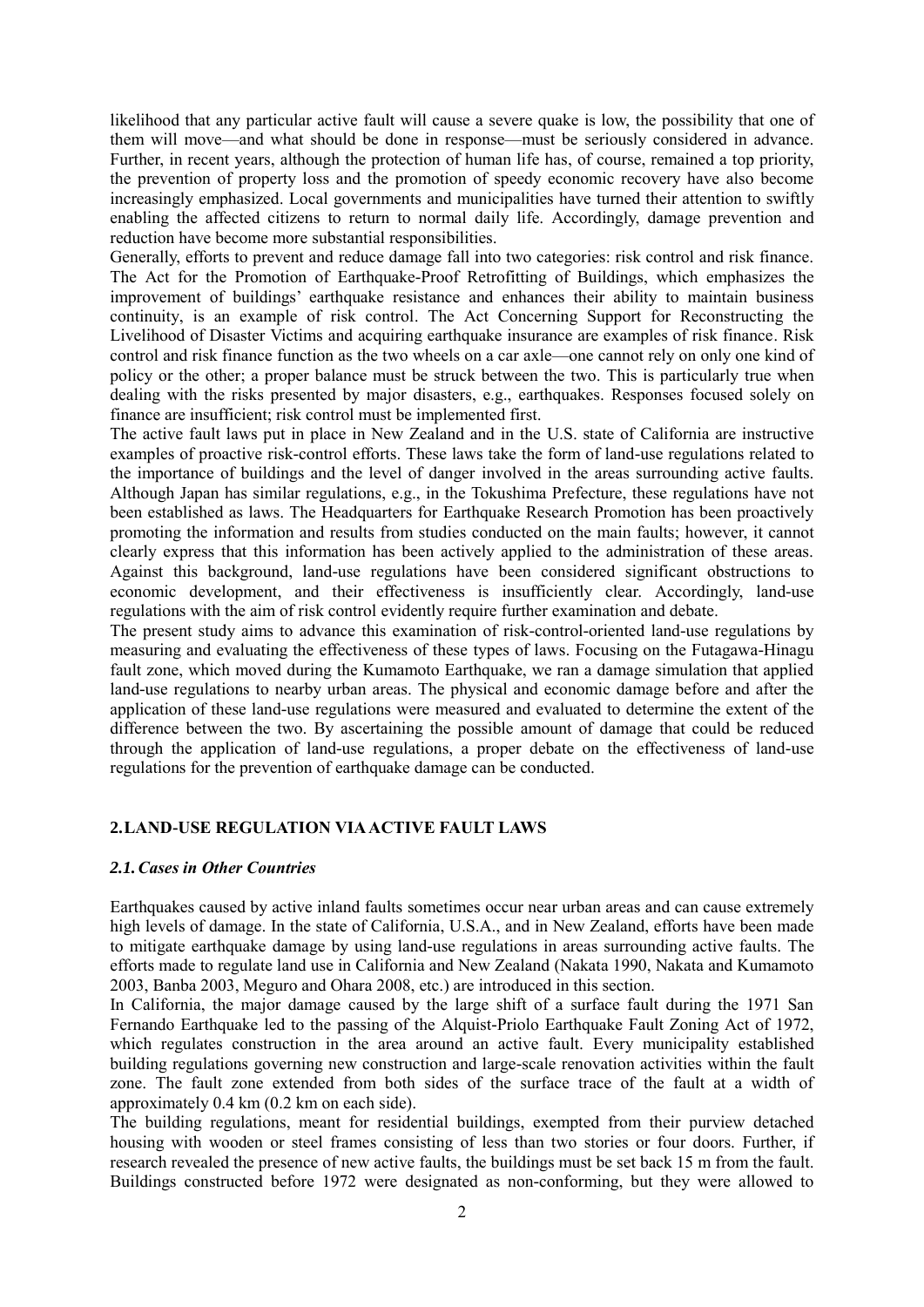likelihood that any particular active fault will cause a severe quake is low, the possibility that one of them will move—and what should be done in response—must be seriously considered in advance. Further, in recent years, although the protection of human life has, of course, remained a top priority, the prevention of property loss and the promotion of speedy economic recovery have also become increasingly emphasized. Local governments and municipalities have turned their attention to swiftly enabling the affected citizens to return to normal daily life. Accordingly, damage prevention and reduction have become more substantial responsibilities.

Generally, efforts to prevent and reduce damage fall into two categories: risk control and risk finance. The Act for the Promotion of Earthquake-Proof Retrofitting of Buildings, which emphasizes the improvement of buildings' earthquake resistance and enhances their ability to maintain business continuity, is an example of risk control. The Act Concerning Support for Reconstructing the Livelihood of Disaster Victims and acquiring earthquake insurance are examples of risk finance. Risk control and risk finance function as the two wheels on a car axle—one cannot rely on only one kind of policy or the other; a proper balance must be struck between the two. This is particularly true when dealing with the risks presented by major disasters, e.g., earthquakes. Responses focused solely on finance are insufficient; risk control must be implemented first.

The active fault laws put in place in New Zealand and in the U.S. state of California are instructive examples of proactive risk-control efforts. These laws take the form of land-use regulations related to the importance of buildings and the level of danger involved in the areas surrounding active faults. Although Japan has similar regulations, e.g., in the Tokushima Prefecture, these regulations have not been established as laws. The Headquarters for Earthquake Research Promotion has been proactively promoting the information and results from studies conducted on the main faults; however, it cannot clearly express that this information has been actively applied to the administration of these areas. Against this background, land-use regulations have been considered significant obstructions to economic development, and their effectiveness is insufficiently clear. Accordingly, land-use regulations with the aim of risk control evidently require further examination and debate.

The present study aims to advance this examination of risk-control-oriented land-use regulations by measuring and evaluating the effectiveness of these types of laws. Focusing on the Futagawa-Hinagu fault zone, which moved during the Kumamoto Earthquake, we ran a damage simulation that applied land-use regulations to nearby urban areas. The physical and economic damage before and after the application of these land-use regulations were measured and evaluated to determine the extent of the difference between the two. By ascertaining the possible amount of damage that could be reduced through the application of land-use regulations, a proper debate on the effectiveness of land-use regulations for the prevention of earthquake damage can be conducted.

## 2. LAND-USE REGULATION VIA ACTIVE FAULT LAWS

### *2.1. Cases in Other Countries*

Earthquakes caused by active inland faults sometimes occur near urban areas and can cause extremely high levels of damage. In the state of California, U.S.A., and in New Zealand, efforts have been made to mitigate earthquake damage by using land-use regulations in areas surrounding active faults. The efforts made to regulate land use in California and New Zealand (Nakata 1990, Nakata and Kumamoto 2003, Banba 2003, Meguro and Ohara 2008, etc.) are introduced in this section.

In California, the major damage caused by the large shift of a surface fault during the 1971 San Fernando Earthquake led to the passing of the Alquist-Priolo Earthquake Fault Zoning Act of 1972, which regulates construction in the area around an active fault. Every municipality established building regulations governing new construction and large-scale renovation activities within the fault zone. The fault zone extended from both sides of the surface trace of the fault at a width of approximately 0.4 km (0.2 km on each side).

The building regulations, meant for residential buildings, exempted from their purview detached housing with wooden or steel frames consisting of less than two stories or four doors. Further, if research revealed the presence of new active faults, the buildings must be set back 15 m from the fault. Buildings constructed before 1972 were designated as non-conforming, but they were allowed to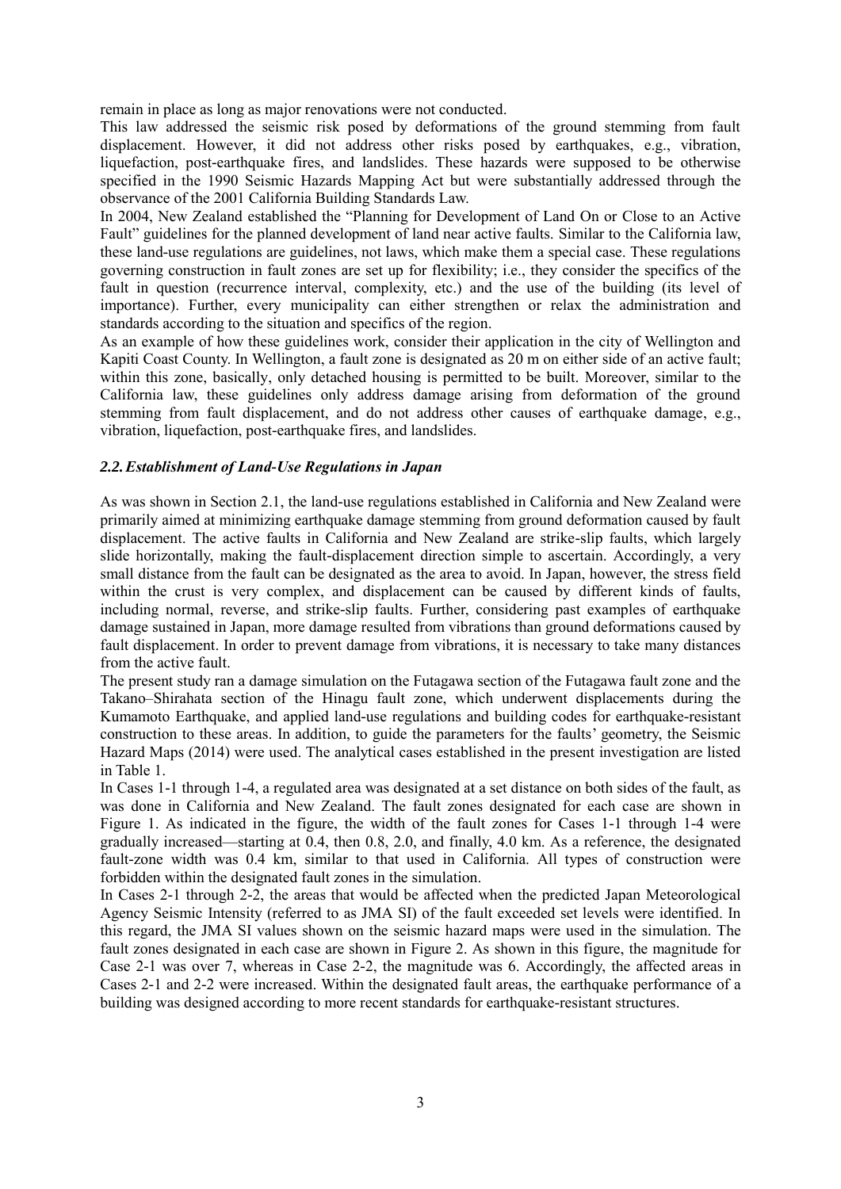remain in place as long as major renovations were not conducted.

This law addressed the seismic risk posed by deformations of the ground stemming from fault displacement. However, it did not address other risks posed by earthquakes, e.g., vibration, liquefaction, post-earthquake fires, and landslides. These hazards were supposed to be otherwise specified in the 1990 Seismic Hazards Mapping Act but were substantially addressed through the observance of the 2001 California Building Standards Law.

In 2004, New Zealand established the "Planning for Development of Land On or Close to an Active Fault" guidelines for the planned development of land near active faults. Similar to the California law, these land-use regulations are guidelines, not laws, which make them a special case. These regulations governing construction in fault zones are set up for flexibility; i.e., they consider the specifics of the fault in question (recurrence interval, complexity, etc.) and the use of the building (its level of importance). Further, every municipality can either strengthen or relax the administration and standards according to the situation and specifics of the region.

As an example of how these guidelines work, consider their application in the city of Wellington and Kapiti Coast County. In Wellington, a fault zone is designated as 20 m on either side of an active fault; within this zone, basically, only detached housing is permitted to be built. Moreover, similar to the California law, these guidelines only address damage arising from deformation of the ground stemming from fault displacement, and do not address other causes of earthquake damage, e.g., vibration, liquefaction, post-earthquake fires, and landslides.

### *2.2. Establishment of Land-Use Regulations in Japan*

As was shown in Section 2.1, the land-use regulations established in California and New Zealand were primarily aimed at minimizing earthquake damage stemming from ground deformation caused by fault displacement. The active faults in California and New Zealand are strike-slip faults, which largely slide horizontally, making the fault-displacement direction simple to ascertain. Accordingly, a very small distance from the fault can be designated as the area to avoid. In Japan, however, the stress field within the crust is very complex, and displacement can be caused by different kinds of faults, including normal, reverse, and strike-slip faults. Further, considering past examples of earthquake damage sustained in Japan, more damage resulted from vibrations than ground deformations caused by fault displacement. In order to prevent damage from vibrations, it is necessary to take many distances from the active fault.

The present study ran a damage simulation on the Futagawa section of the Futagawa fault zone and the Takano–Shirahata section of the Hinagu fault zone, which underwent displacements during the Kumamoto Earthquake, and applied land-use regulations and building codes for earthquake-resistant construction to these areas. In addition, to guide the parameters for the faults' geometry, the Seismic Hazard Maps (2014) were used. The analytical cases established in the present investigation are listed in Table 1.

In Cases 1-1 through 1-4, a regulated area was designated at a set distance on both sides of the fault, as was done in California and New Zealand. The fault zones designated for each case are shown in Figure 1. As indicated in the figure, the width of the fault zones for Cases 1-1 through 1-4 were gradually increased—starting at 0.4, then 0.8, 2.0, and finally, 4.0 km. As a reference, the designated fault-zone width was 0.4 km, similar to that used in California. All types of construction were forbidden within the designated fault zones in the simulation.

In Cases 2-1 through 2-2, the areas that would be affected when the predicted Japan Meteorological Agency Seismic Intensity (referred to as JMA SI) of the fault exceeded set levels were identified. In this regard, the JMA SI values shown on the seismic hazard maps were used in the simulation. The fault zones designated in each case are shown in Figure 2. As shown in this figure, the magnitude for Case 2-1 was over 7, whereas in Case 2-2, the magnitude was 6. Accordingly, the affected areas in Cases 2-1 and 2-2 were increased. Within the designated fault areas, the earthquake performance of a building was designed according to more recent standards for earthquake-resistant structures.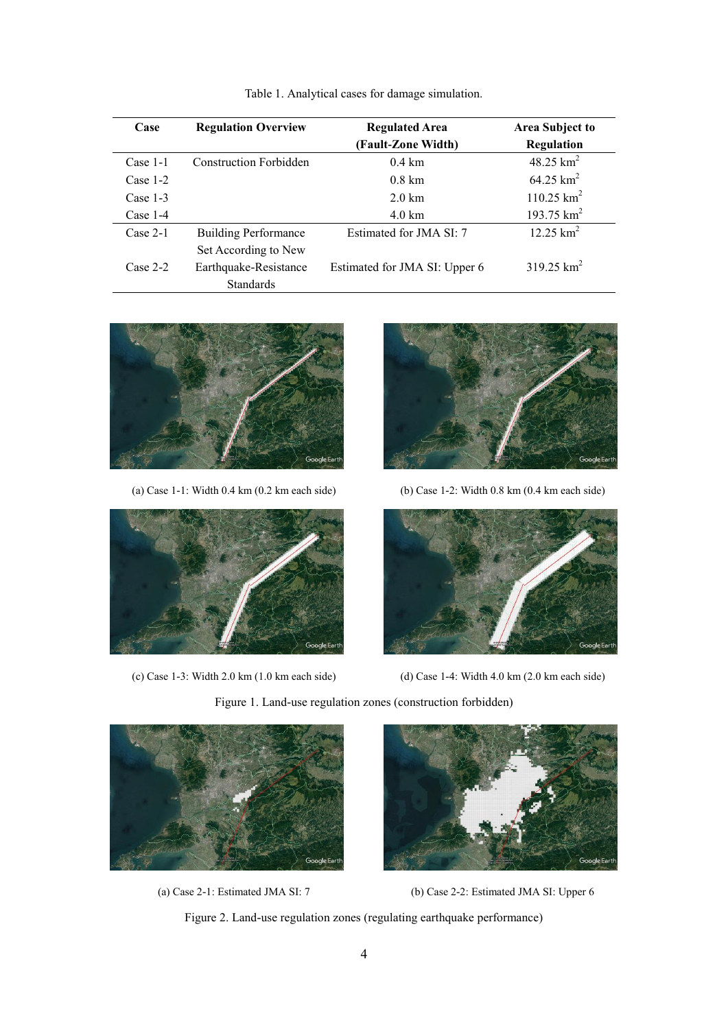Table 1. Analytical cases for damage simulation.

| Case | Regulation Overview | Regulated Area (Fault-Zone Width) | Area Subject to Regulation |
|---|---|---|---|
| Case 1-1 | Construction Forbidden | 0.4 km | 48.25 km$^2$ |
| Case 1-2 | | 0.8 km | 64.25 km$^2$ |
| Case 1-3 | | 2.0 km | 110.25 km$^2$ |
| Case 1-4 | | 4.0 km | 193.75 km$^2$ |
| Case 2-1 | Building Performance Set According to New Earthquake-Resistance Standards | Estimated for JMA SI: 7 | 12.25 km$^2$ |
| Case 2-2 | | Estimated for JMA SI: Upper 6 | 319.25 km$^2$ |

(a) Case 1-1: Width 0.4 km (0.2 km each side)

(b) Case 1-2: Width 0.8 km (0.4 km each side)

(c) Case 1-3: Width 2.0 km (1.0 km each side)

(d) Case 1-4: Width 4.0 km (2.0 km each side)

Figure 1. Land-use regulation zones (construction forbidden)

(a) Case 2-1: Estimated JMA SI: 7

(b) Case 2-2: Estimated JMA SI: Upper 6

Figure 2. Land-use regulation zones (regulating earthquake performance)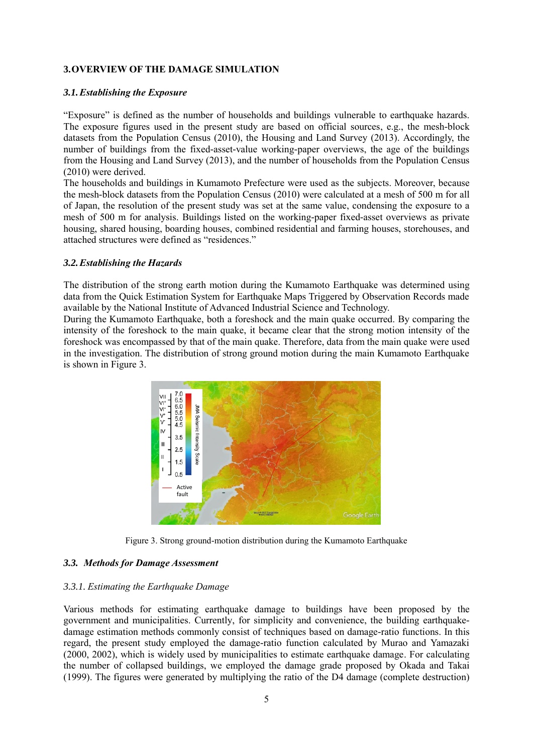## 3. OVERVIEW OF THE DAMAGE SIMULATION

### *3.1. Establishing the Exposure*

"Exposure" is defined as the number of households and buildings vulnerable to earthquake hazards. The exposure figures used in the present study are based on official sources, e.g., the mesh-block datasets from the Population Census (2010), the Housing and Land Survey (2013). Accordingly, the number of buildings from the fixed-asset-value working-paper overviews, the age of the buildings from the Housing and Land Survey (2013), and the number of households from the Population Census (2010) were derived.

The households and buildings in Kumamoto Prefecture were used as the subjects. Moreover, because the mesh-block datasets from the Population Census (2010) were calculated at a mesh of 500 m for all of Japan, the resolution of the present study was set at the same value, condensing the exposure to a mesh of 500 m for analysis. Buildings listed on the working-paper fixed-asset overviews as private housing, shared housing, boarding houses, combined residential and farming houses, storehouses, and attached structures were defined as "residences."

### *3.2. Establishing the Hazards*

The distribution of the strong earth motion during the Kumamoto Earthquake was determined using data from the Quick Estimation System for Earthquake Maps Triggered by Observation Records made available by the National Institute of Advanced Industrial Science and Technology.

During the Kumamoto Earthquake, both a foreshock and the main quake occurred. By comparing the intensity of the foreshock to the main quake, it became clear that the strong motion intensity of the foreshock was encompassed by that of the main quake. Therefore, data from the main quake were used in the investigation. The distribution of strong ground motion during the main Kumamoto Earthquake is shown in Figure 3.

Figure 3. Strong ground-motion distribution during the Kumamoto Earthquake

### *3.3. Methods for Damage Assessment*

#### *3.3.1. Estimating the Earthquake Damage*

Various methods for estimating earthquake damage to buildings have been proposed by the government and municipalities. Currently, for simplicity and convenience, the building earthquake-damage estimation methods commonly consist of techniques based on damage-ratio functions. In this regard, the present study employed the damage-ratio function calculated by Murao and Yamazaki (2000, 2002), which is widely used by municipalities to estimate earthquake damage. For calculating the number of collapsed buildings, we employed the damage grade proposed by Okada and Takai (1999). The figures were generated by multiplying the ratio of the D4 damage (complete destruction)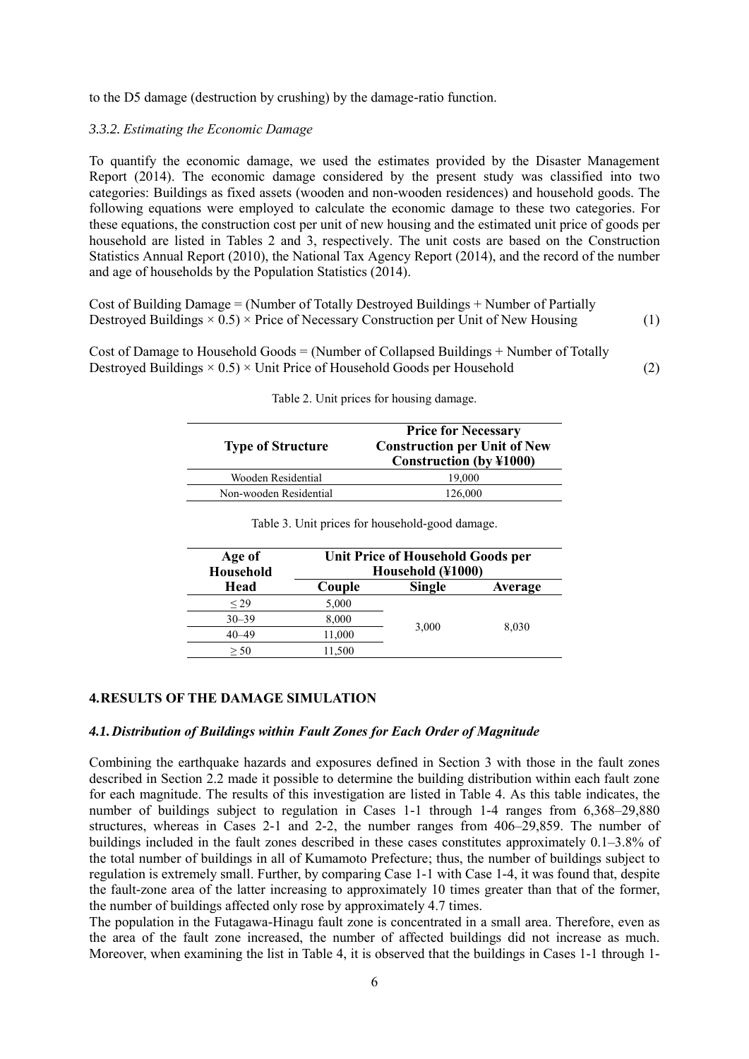to the D5 damage (destruction by crushing) by the damage-ratio function.

### *3.3.2. Estimating the Economic Damage*

To quantify the economic damage, we used the estimates provided by the Disaster Management Report (2014). The economic damage considered by the present study was classified into two categories: Buildings as fixed assets (wooden and non-wooden residences) and household goods. The following equations were employed to calculate the economic damage to these two categories. For these equations, the construction cost per unit of new housing and the estimated unit price of goods per household are listed in Tables 2 and 3, respectively. The unit costs are based on the Construction Statistics Annual Report (2010), the National Tax Agency Report (2014), and the record of the number and age of households by the Population Statistics (2014).

Cost of Building Damage = (Number of Totally Destroyed Buildings + Number of Partially Destroyed Buildings × 0.5) × Price of Necessary Construction per Unit of New Housing (1)

Cost of Damage to Household Goods = (Number of Collapsed Buildings + Number of Totally Destroyed Buildings × 0.5) × Unit Price of Household Goods per Household (2)

Table 2. Unit prices for housing damage.

| Type of Structure | Price for Necessary Construction per Unit of New Construction (by ¥1000) |
|---|---|
| Wooden Residential | 19,000 |
| Non-wooden Residential | 126,000 |

Table 3. Unit prices for household-good damage.

| Age of Household Head | Unit Price of Household Goods per Household (¥1000) | | |
|---|---|---|---|
| | Couple | Single | Average |
| ≤ 29 | 5,000 | 3,000 | 8,030 |
| 30–39 | 8,000 | | |
| 40–49 | 11,000 | | |
| ≥ 50 | 11,500 | | |

## 4. RESULTS OF THE DAMAGE SIMULATION

### *4.1. Distribution of Buildings within Fault Zones for Each Order of Magnitude*

Combining the earthquake hazards and exposures defined in Section 3 with those in the fault zones described in Section 2.2 made it possible to determine the building distribution within each fault zone for each magnitude. The results of this investigation are listed in Table 4. As this table indicates, the number of buildings subject to regulation in Cases 1-1 through 1-4 ranges from 6,368–29,880 structures, whereas in Cases 2-1 and 2-2, the number ranges from 406–29,859. The number of buildings included in the fault zones described in these cases constitutes approximately 0.1–3.8% of the total number of buildings in all of Kumamoto Prefecture; thus, the number of buildings subject to regulation is extremely small. Further, by comparing Case 1-1 with Case 1-4, it was found that, despite the fault-zone area of the latter increasing to approximately 10 times greater than that of the former, the number of buildings affected only rose by approximately 4.7 times.

The population in the Futagawa-Hinagu fault zone is concentrated in a small area. Therefore, even as the area of the fault zone increased, the number of affected buildings did not increase as much. Moreover, when examining the list in Table 4, it is observed that the buildings in Cases 1-1 through 1-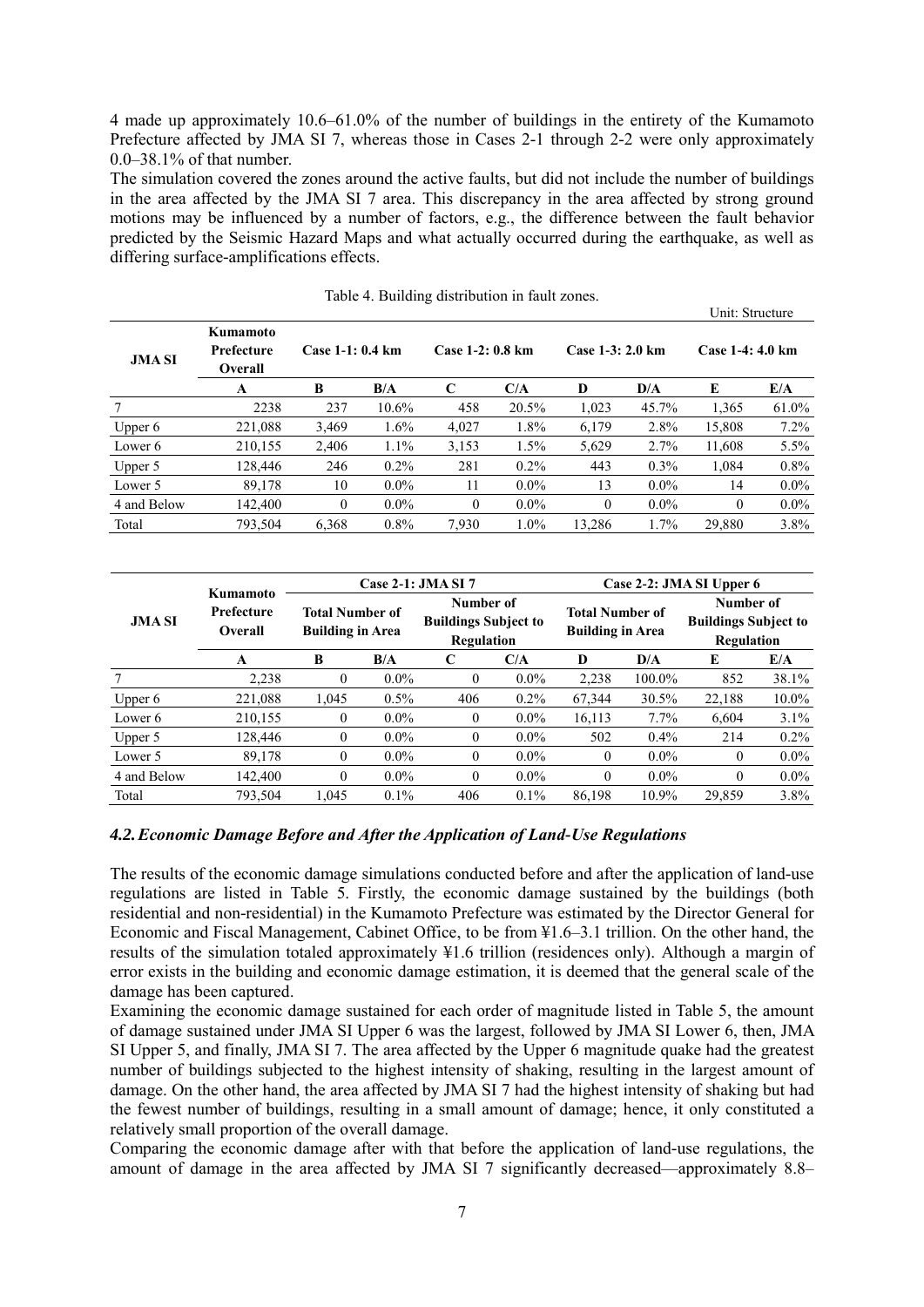4 made up approximately 10.6–61.0% of the number of buildings in the entirety of the Kumamoto Prefecture affected by JMA SI 7, whereas those in Cases 2-1 through 2-2 were only approximately 0.0–38.1% of that number.

The simulation covered the zones around the active faults, but did not include the number of buildings in the area affected by the JMA SI 7 area. This discrepancy in the area affected by strong ground motions may be influenced by a number of factors, e.g., the difference between the fault behavior predicted by the Seismic Hazard Maps and what actually occurred during the earthquake, as well as differing surface-amplifications effects.

Table 4. Building distribution in fault zones.

Unit: Structure

| JMA SI | Kumamoto Prefecture Overall | Case 1-1: 0.4 km | | Case 1-2: 0.8 km | | Case 1-3: 2.0 km | | Case 1-4: 4.0 km | |
|---|---|---|---|---|---|---|---|---|---|
| | A | B | B/A | C | C/A | D | D/A | E | E/A |
| 7 | 2238 | 237 | 10.6% | 458 | 20.5% | 1,023 | 45.7% | 1,365 | 61.0% |
| Upper 6 | 221,088 | 3,469 | 1.6% | 4,027 | 1.8% | 6,179 | 2.8% | 15,808 | 7.2% |
| Lower 6 | 210,155 | 2,406 | 1.1% | 3,153 | 1.5% | 5,629 | 2.7% | 11,608 | 5.5% |
| Upper 5 | 128,446 | 246 | 0.2% | 281 | 0.2% | 443 | 0.3% | 1,084 | 0.8% |
| Lower 5 | 89,178 | 10 | 0.0% | 11 | 0.0% | 13 | 0.0% | 14 | 0.0% |
| 4 and Below | 142,400 | 0 | 0.0% | 0 | 0.0% | 0 | 0.0% | 0 | 0.0% |
| Total | 793,504 | 6,368 | 0.8% | 7,930 | 1.0% | 13,286 | 1.7% | 29,880 | 3.8% |

| JMA SI | Kumamoto Prefecture Overall | Case 2-1: JMA SI 7 | | | | Case 2-2: JMA SI Upper 6 | | | |
|---|---|---|---|---|---|---|---|---|---|
| | | Total Number of Building in Area | | Number of Buildings Subject to Regulation | | Total Number of Building in Area | | Number of Buildings Subject to Regulation | |
| | A | B | B/A | C | C/A | D | D/A | E | E/A |
| 7 | 2,238 | 0 | 0.0% | 0 | 0.0% | 2,238 | 100.0% | 852 | 38.1% |
| Upper 6 | 221,088 | 1,045 | 0.5% | 406 | 0.2% | 67,344 | 30.5% | 22,188 | 10.0% |
| Lower 6 | 210,155 | 0 | 0.0% | 0 | 0.0% | 16,113 | 7.7% | 6,604 | 3.1% |
| Upper 5 | 128,446 | 0 | 0.0% | 0 | 0.0% | 502 | 0.4% | 214 | 0.2% |
| Lower 5 | 89,178 | 0 | 0.0% | 0 | 0.0% | 0 | 0.0% | 0 | 0.0% |
| 4 and Below | 142,400 | 0 | 0.0% | 0 | 0.0% | 0 | 0.0% | 0 | 0.0% |
| Total | 793,504 | 1,045 | 0.1% | 406 | 0.1% | 86,198 | 10.9% | 29,859 | 3.8% |

### *4.2. Economic Damage Before and After the Application of Land-Use Regulations*

The results of the economic damage simulations conducted before and after the application of land-use regulations are listed in Table 5. Firstly, the economic damage sustained by the buildings (both residential and non-residential) in the Kumamoto Prefecture was estimated by the Director General for Economic and Fiscal Management, Cabinet Office, to be from ¥1.6–3.1 trillion. On the other hand, the results of the simulation totaled approximately ¥1.6 trillion (residences only). Although a margin of error exists in the building and economic damage estimation, it is deemed that the general scale of the damage has been captured.

Examining the economic damage sustained for each order of magnitude listed in Table 5, the amount of damage sustained under JMA SI Upper 6 was the largest, followed by JMA SI Lower 6, then, JMA SI Upper 5, and finally, JMA SI 7. The area affected by the Upper 6 magnitude quake had the greatest number of buildings subjected to the highest intensity of shaking, resulting in the largest amount of damage. On the other hand, the area affected by JMA SI 7 had the highest intensity of shaking but had the fewest number of buildings, resulting in a small amount of damage; hence, it only constituted a relatively small proportion of the overall damage.

Comparing the economic damage after with that before the application of land-use regulations, the amount of damage in the area affected by JMA SI 7 significantly decreased—approximately 8.8–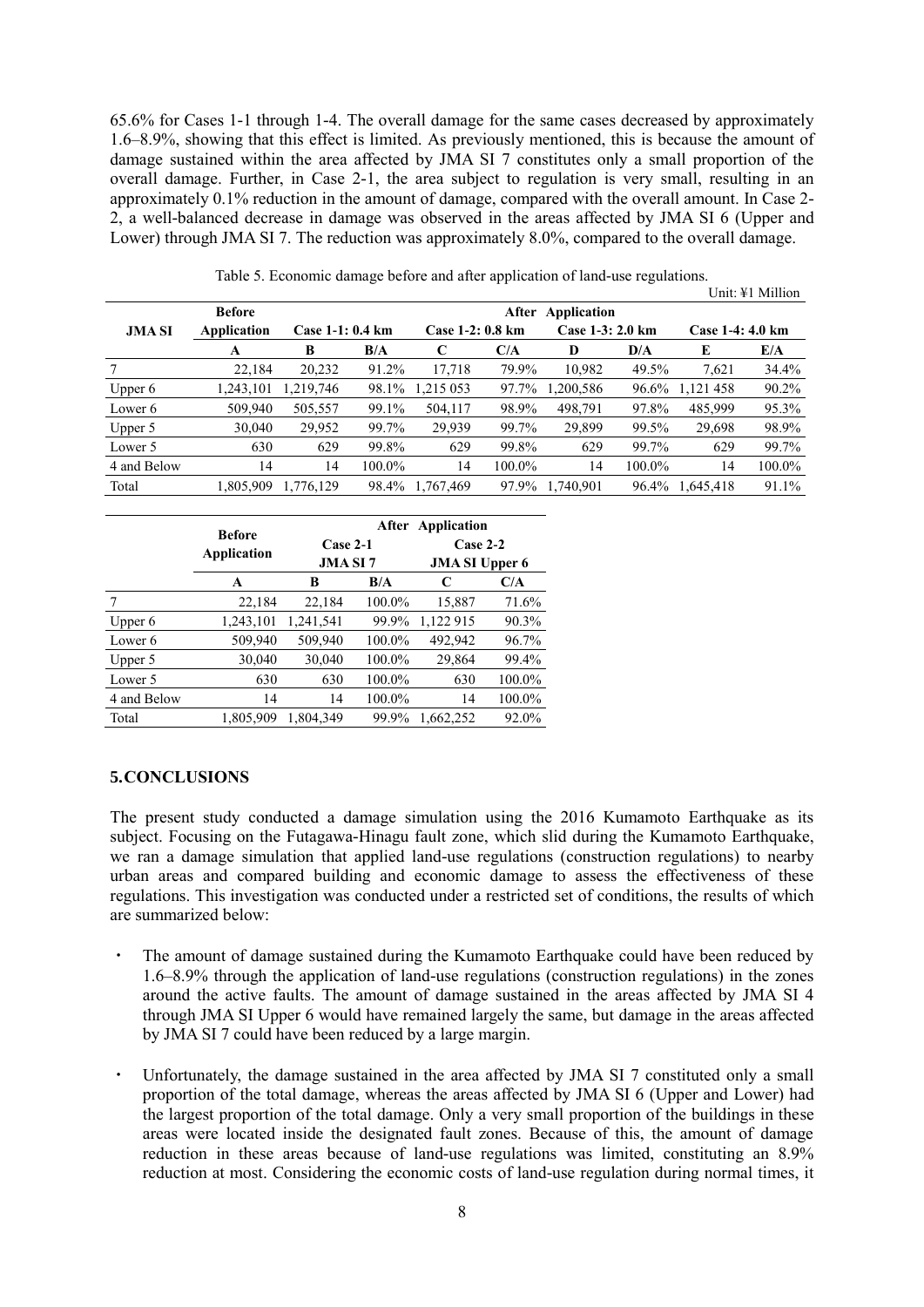65.6% for Cases 1-1 through 1-4. The overall damage for the same cases decreased by approximately 1.6–8.9%, showing that this effect is limited. As previously mentioned, this is because the amount of damage sustained within the area affected by JMA SI 7 constitutes only a small proportion of the overall damage. Further, in Case 2-1, the area subject to regulation is very small, resulting in an approximately 0.1% reduction in the amount of damage, compared with the overall amount. In Case 2-2, a well-balanced decrease in damage was observed in the areas affected by JMA SI 6 (Upper and Lower) through JMA SI 7. The reduction was approximately 8.0%, compared to the overall damage.

Table 5. Economic damage before and after application of land-use regulations.

Unit: ¥1 Million

| JMA SI | Before Application | After Application | | | | | | | |
|---|---|---|---|---|---|---|---|---|---|
| | | Case 1-1: 0.4 km | | Case 1-2: 0.8 km | | Case 1-3: 2.0 km | | Case 1-4: 4.0 km | |
| | A | B | B/A | C | C/A | D | D/A | E | E/A |
| 7 | 22,184 | 20,232 | 91.2% | 17,718 | 79.9% | 10,982 | 49.5% | 7,621 | 34.4% |
| Upper 6 | 1,243,101 | 1,219,746 | 98.1% | 1,215 053 | 97.7% | 1,200,586 | 96.6% | 1,121 458 | 90.2% |
| Lower 6 | 509,940 | 505,557 | 99.1% | 504,117 | 98.9% | 498,791 | 97.8% | 485,999 | 95.3% |
| Upper 5 | 30,040 | 29,952 | 99.7% | 29,939 | 99.7% | 29,899 | 99.5% | 29,698 | 98.9% |
| Lower 5 | 630 | 629 | 99.8% | 629 | 99.8% | 629 | 99.7% | 629 | 99.7% |
| 4 and Below | 14 | 14 | 100.0% | 14 | 100.0% | 14 | 100.0% | 14 | 100.0% |
| Total | 1,805,909 | 1,776,129 | 98.4% | 1,767,469 | 97.9% | 1,740,901 | 96.4% | 1,645,418 | 91.1% |

| | Before Application | After Application | | | |
|---|---|---|---|---|---|
| | | Case 2-1 JMA SI 7 | | Case 2-2 JMA SI Upper 6 | |
| | A | B | B/A | C | C/A |
| 7 | 22,184 | 22,184 | 100.0% | 15,887 | 71.6% |
| Upper 6 | 1,243,101 | 1,241,541 | 99.9% | 1,122 915 | 90.3% |
| Lower 6 | 509,940 | 509,940 | 100.0% | 492,942 | 96.7% |
| Upper 5 | 30,040 | 30,040 | 100.0% | 29,864 | 99.4% |
| Lower 5 | 630 | 630 | 100.0% | 630 | 100.0% |
| 4 and Below | 14 | 14 | 100.0% | 14 | 100.0% |
| Total | 1,805,909 | 1,804,349 | 99.9% | 1,662,252 | 92.0% |

## 5. CONCLUSIONS

The present study conducted a damage simulation using the 2016 Kumamoto Earthquake as its subject. Focusing on the Futagawa-Hinagu fault zone, which slid during the Kumamoto Earthquake, we ran a damage simulation that applied land-use regulations (construction regulations) to nearby urban areas and compared building and economic damage to assess the effectiveness of these regulations. This investigation was conducted under a restricted set of conditions, the results of which are summarized below:

- The amount of damage sustained during the Kumamoto Earthquake could have been reduced by 1.6–8.9% through the application of land-use regulations (construction regulations) in the zones around the active faults. The amount of damage sustained in the areas affected by JMA SI 4 through JMA SI Upper 6 would have remained largely the same, but damage in the areas affected by JMA SI 7 could have been reduced by a large margin.

- Unfortunately, the damage sustained in the area affected by JMA SI 7 constituted only a small proportion of the total damage, whereas the areas affected by JMA SI 6 (Upper and Lower) had the largest proportion of the total damage. Only a very small proportion of the buildings in these areas were located inside the designated fault zones. Because of this, the amount of damage reduction in these areas because of land-use regulations was limited, constituting an 8.9% reduction at most. Considering the economic costs of land-use regulation during normal times, it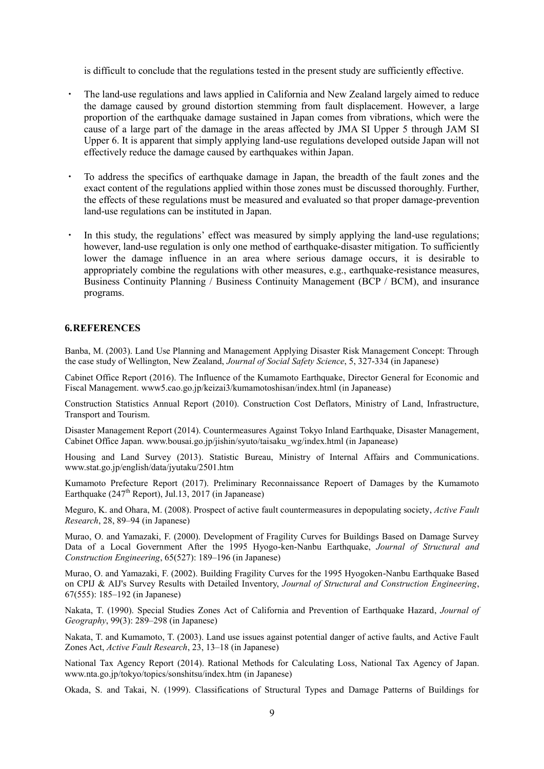is difficult to conclude that the regulations tested in the present study are sufficiently effective.

- The land-use regulations and laws applied in California and New Zealand largely aimed to reduce the damage caused by ground distortion stemming from fault displacement. However, a large proportion of the earthquake damage sustained in Japan comes from vibrations, which were the cause of a large part of the damage in the areas affected by JMA SI Upper 5 through JAM SI Upper 6. It is apparent that simply applying land-use regulations developed outside Japan will not effectively reduce the damage caused by earthquakes within Japan.

- To address the specifics of earthquake damage in Japan, the breadth of the fault zones and the exact content of the regulations applied within those zones must be discussed thoroughly. Further, the effects of these regulations must be measured and evaluated so that proper damage-prevention land-use regulations can be instituted in Japan.

- In this study, the regulations' effect was measured by simply applying the land-use regulations; however, land-use regulation is only one method of earthquake-disaster mitigation. To sufficiently lower the damage influence in an area where serious damage occurs, it is desirable to appropriately combine the regulations with other measures, e.g., earthquake-resistance measures, Business Continuity Planning / Business Continuity Management (BCP / BCM), and insurance programs.

## 6. REFERENCES

Banba, M. (2003). Land Use Planning and Management Applying Disaster Risk Management Concept: Through the case study of Wellington, New Zealand, *Journal of Social Safety Science*, 5, 327-334 (in Japanese)

Cabinet Office Report (2016). The Influence of the Kumamoto Earthquake, Director General for Economic and Fiscal Management. www5.cao.go.jp/keizai3/kumamotoshisan/index.html (in Japanease)

Construction Statistics Annual Report (2010). Construction Cost Deflators, Ministry of Land, Infrastructure, Transport and Tourism.

Disaster Management Report (2014). Countermeasures Against Tokyo Inland Earthquake, Disaster Management, Cabinet Office Japan. www.bousai.go.jp/jishin/syuto/taisaku_wg/index.html (in Japanease)

Housing and Land Survey (2013). Statistic Bureau, Ministry of Internal Affairs and Communications. www.stat.go.jp/english/data/jyutaku/2501.htm

Kumamoto Prefecture Report (2017). Preliminary Reconnaissance Repoert of Damages by the Kumamoto Earthquake (247th Report), Jul.13, 2017 (in Japanease)

Meguro, K. and Ohara, M. (2008). Prospect of active fault countermeasures in depopulating society, *Active Fault Research*, 28, 89–94 (in Japanese)

Murao, O. and Yamazaki, F. (2000). Development of Fragility Curves for Buildings Based on Damage Survey Data of a Local Government After the 1995 Hyogo-ken-Nanbu Earthquake, *Journal of Structural and Construction Engineering*, 65(527): 189–196 (in Japanese)

Murao, O. and Yamazaki, F. (2002). Building Fragility Curves for the 1995 Hyogoken-Nanbu Earthquake Based on CPIJ & AIJ's Survey Results with Detailed Inventory, *Journal of Structural and Construction Engineering*, 67(555): 185–192 (in Japanese)

Nakata, T. (1990). Special Studies Zones Act of California and Prevention of Earthquake Hazard, *Journal of Geography*, 99(3): 289–298 (in Japanese)

Nakata, T. and Kumamoto, T. (2003). Land use issues against potential danger of active faults, and Active Fault Zones Act, *Active Fault Research*, 23, 13–18 (in Japanese)

National Tax Agency Report (2014). Rational Methods for Calculating Loss, National Tax Agency of Japan. www.nta.go.jp/tokyo/topics/sonshitsu/index.htm (in Japanese)

Okada, S. and Takai, N. (1999). Classifications of Structural Types and Damage Patterns of Buildings for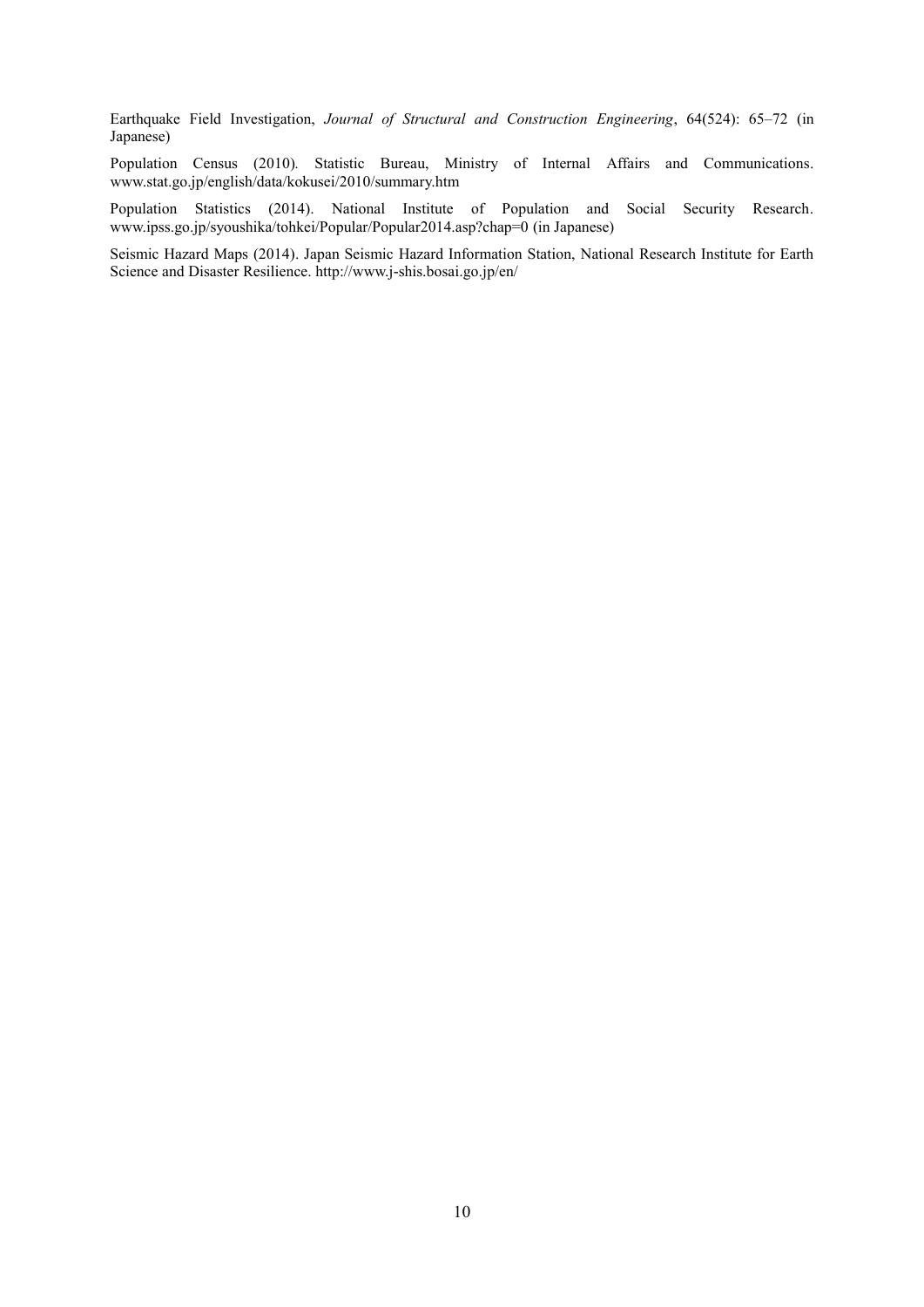Earthquake Field Investigation, *Journal of Structural and Construction Engineering*, 64(524): 65–72 (in Japanese)

Population Census (2010). Statistic Bureau, Ministry of Internal Affairs and Communications. www.stat.go.jp/english/data/kokusei/2010/summary.htm

Population Statistics (2014). National Institute of Population and Social Security Research. www.ipss.go.jp/syoushika/tohkei/Popular/Popular2014.asp?chap=0 (in Japanese)

Seismic Hazard Maps (2014). Japan Seismic Hazard Information Station, National Research Institute for Earth Science and Disaster Resilience. http://www.j-shis.bosai.go.jp/en/